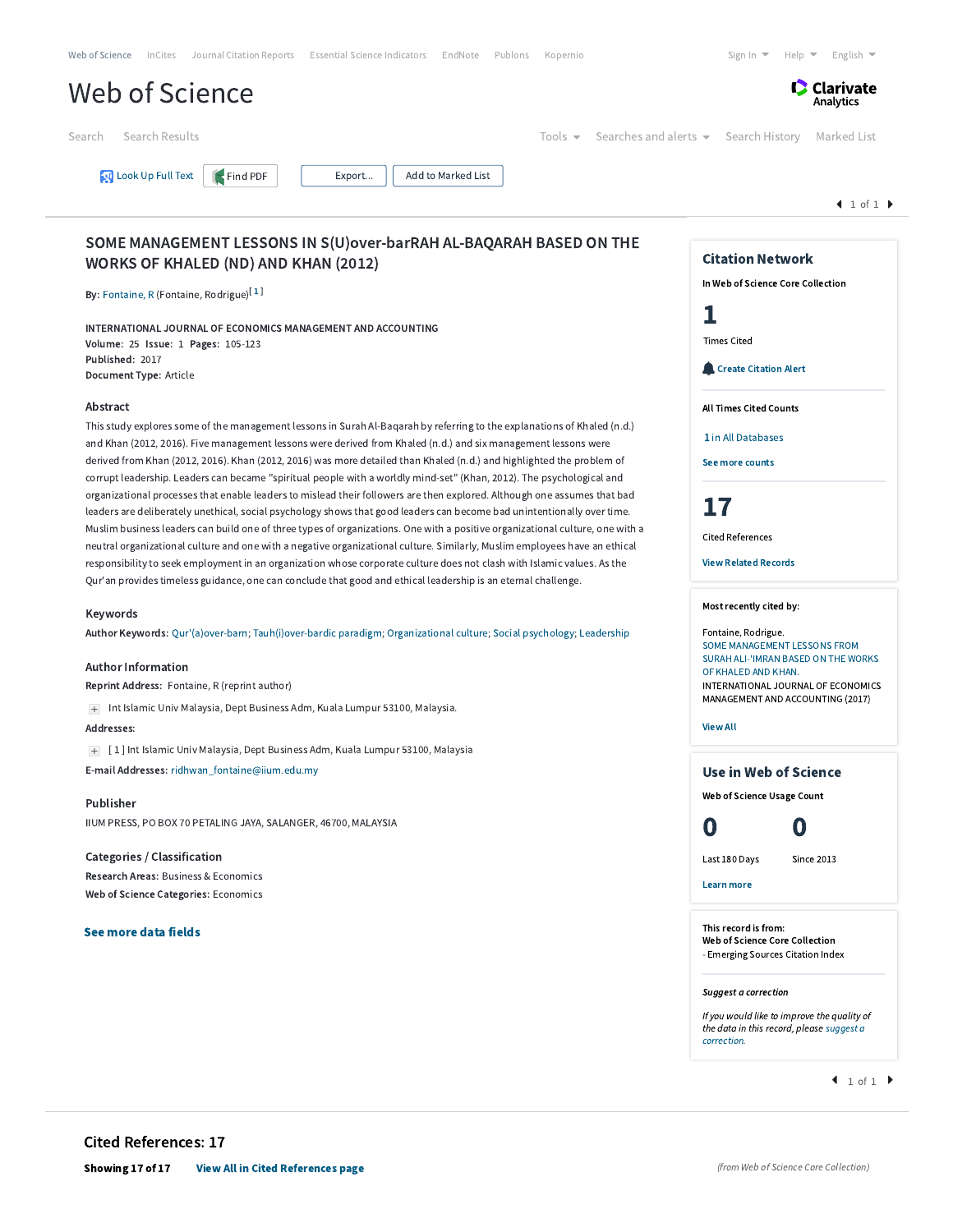Web of Science InCites Journal Citation Reports Essential Science Indicators EndNote Publons Kopernio

Sign In Help English

# Web of Science

Clarivate Analytics

Search Search Results

Tools Searches and alerts Search History Marked List

Look Up Full Text Find PDF Export... Add to Marked List

## SOME MANAGEMENT LESSONS IN S(U)over-barRAH AL-BAQARAH BASED ON THE WORKS OF KHALED (ND) AND KHAN (2012)

**By:** Fontaine, R (Fontaine, Rodrigue)[1]

INTERNATIONAL JOURNAL OF ECONOMICS MANAGEMENT AND ACCOUNTING
**Volume:** 25 **Issue:** 1 **Pages:** 105-123
**Published:** 2017
**Document Type:** Article

### Abstract

This study explores some of the management lessons in Surah Al-Baqarah by referring to the explanations of Khaled (n.d.) and Khan (2012, 2016). Five management lessons were derived from Khaled (n.d.) and six management lessons were derived from Khan (2012, 2016). Khan (2012, 2016) was more detailed than Khaled (n.d.) and highlighted the problem of corrupt leadership. Leaders can became "spiritual people with a worldly mind-set" (Khan, 2012). The psychological and organizational processes that enable leaders to mislead their followers are then explored. Although one assumes that bad leaders are deliberately unethical, social psychology shows that good leaders can become bad unintentionally over time. Muslim business leaders can build one of three types of organizations. One with a positive organizational culture, one with a neutral organizational culture and one with a negative organizational culture. Similarly, Muslim employees have an ethical responsibility to seek employment in an organization whose corporate culture does not clash with Islamic values. As the Qur'an provides timeless guidance, one can conclude that good and ethical leadership is an eternal challenge.

### Keywords

**Author Keywords:** Qur'(a)over-barn; Tauh(i)over-bardic paradigm; Organizational culture; Social psychology; Leadership

### Author Information

**Reprint Address:** Fontaine, R (reprint author)

Int Islamic Univ Malaysia, Dept Business Adm, Kuala Lumpur 53100, Malaysia.

**Addresses:**

[ 1 ] Int Islamic Univ Malaysia, Dept Business Adm, Kuala Lumpur 53100, Malaysia

**E-mail Addresses:** ridhwan_fontaine@iium.edu.my

### Publisher

IIUM PRESS, PO BOX 70 PETALING JAYA, SALANGER, 46700, MALAYSIA

### Categories / Classification

**Research Areas:** Business & Economics
**Web of Science Categories:** Economics

**See more data fields**

## Citation Network

**In Web of Science Core Collection**

**1**
Times Cited

Create Citation Alert

**All Times Cited Counts**

1 in All Databases

See more counts

**17**
Cited References

View Related Records

**Most recently cited by:**

Fontaine, Rodrigue.
SOME MANAGEMENT LESSONS FROM SURAH ALI-'IMRAN BASED ON THE WORKS OF KHALED AND KHAN.
INTERNATIONAL JOURNAL OF ECONOMICS MANAGEMENT AND ACCOUNTING (2017)

View All

## Use in Web of Science

**Web of Science Usage Count**

| 0 | 0 |
|---|---|
| Last 180 Days | Since 2013 |

Learn more

**This record is from:**
**Web of Science Core Collection**
- Emerging Sources Citation Index

***Suggest a correction***

*If you would like to improve the quality of the data in this record, please suggest a correction.*

## Cited References: 17

**Showing 17 of 17** **View All in Cited References page**

*(from Web of Science Core Collection)*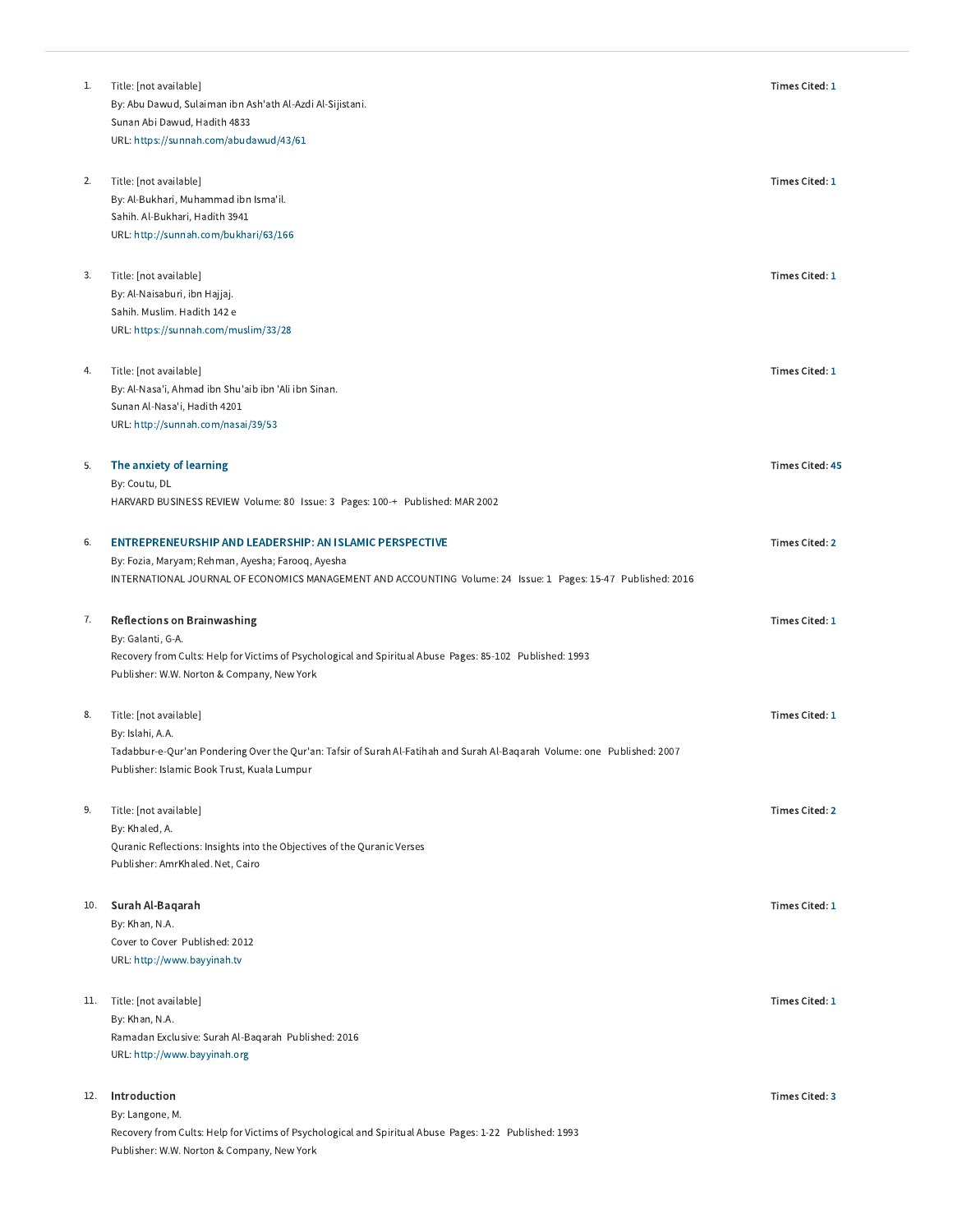1. Title: [not available]
   By: Abu Dawud, Sulaiman ibn Ash'ath Al-Azdi Al-Sijistani.
   Sunan Abi Dawud, Hadith 4833
   URL: https://sunnah.com/abudawud/43/61

   **Times Cited:** 1

2. Title: [not available]
   By: Al-Bukhari, Muhammad ibn Isma'il.
   Sahih. Al-Bukhari, Hadith 3941
   URL: http://sunnah.com/bukhari/63/166

   **Times Cited:** 1

3. Title: [not available]
   By: Al-Naisaburi, ibn Hajjaj.
   Sahih. Muslim. Hadith 142 e
   URL: https://sunnah.com/muslim/33/28

   **Times Cited:** 1

4. Title: [not available]
   By: Al-Nasa'i, Ahmad ibn Shu'aib ibn 'Ali ibn Sinan.
   Sunan Al-Nasa'i, Hadith 4201
   URL: http://sunnah.com/nasai/39/53

   **Times Cited:** 1

5. **The anxiety of learning**
   By: Coutu, DL
   HARVARD BUSINESS REVIEW Volume: 80 Issue: 3 Pages: 100-+ Published: MAR 2002

   **Times Cited:** 45

6. **ENTREPRENEURSHIP AND LEADERSHIP: AN ISLAMIC PERSPECTIVE**
   By: Fozia, Maryam; Rehman, Ayesha; Farooq, Ayesha
   INTERNATIONAL JOURNAL OF ECONOMICS MANAGEMENT AND ACCOUNTING Volume: 24 Issue: 1 Pages: 15-47 Published: 2016

   **Times Cited:** 2

7. **Reflections on Brainwashing**
   By: Galanti, G-A.
   Recovery from Cults: Help for Victims of Psychological and Spiritual Abuse Pages: 85-102 Published: 1993
   Publisher: W.W. Norton & Company, New York

   **Times Cited:** 1

8. Title: [not available]
   By: Islahi, A.A.
   Tadabbur-e-Qur'an Pondering Over the Qur'an: Tafsir of Surah Al-Fatihah and Surah Al-Baqarah Volume: one Published: 2007
   Publisher: Islamic Book Trust, Kuala Lumpur

   **Times Cited:** 1

9. Title: [not available]
   By: Khaled, A.
   Quranic Reflections: Insights into the Objectives of the Quranic Verses
   Publisher: AmrKhaled. Net, Cairo

   **Times Cited:** 2

10. **Surah Al-Baqarah**
    By: Khan, N.A.
    Cover to Cover Published: 2012
    URL: http://www.bayyinah.tv

    **Times Cited:** 1

11. Title: [not available]
    By: Khan, N.A.
    Ramadan Exclusive: Surah Al-Baqarah Published: 2016
    URL: http://www.bayyinah.org

    **Times Cited:** 1

12. **Introduction**
    By: Langone, M.
    Recovery from Cults: Help for Victims of Psychological and Spiritual Abuse Pages: 1-22 Published: 1993
    Publisher: W.W. Norton & Company, New York

    **Times Cited:** 3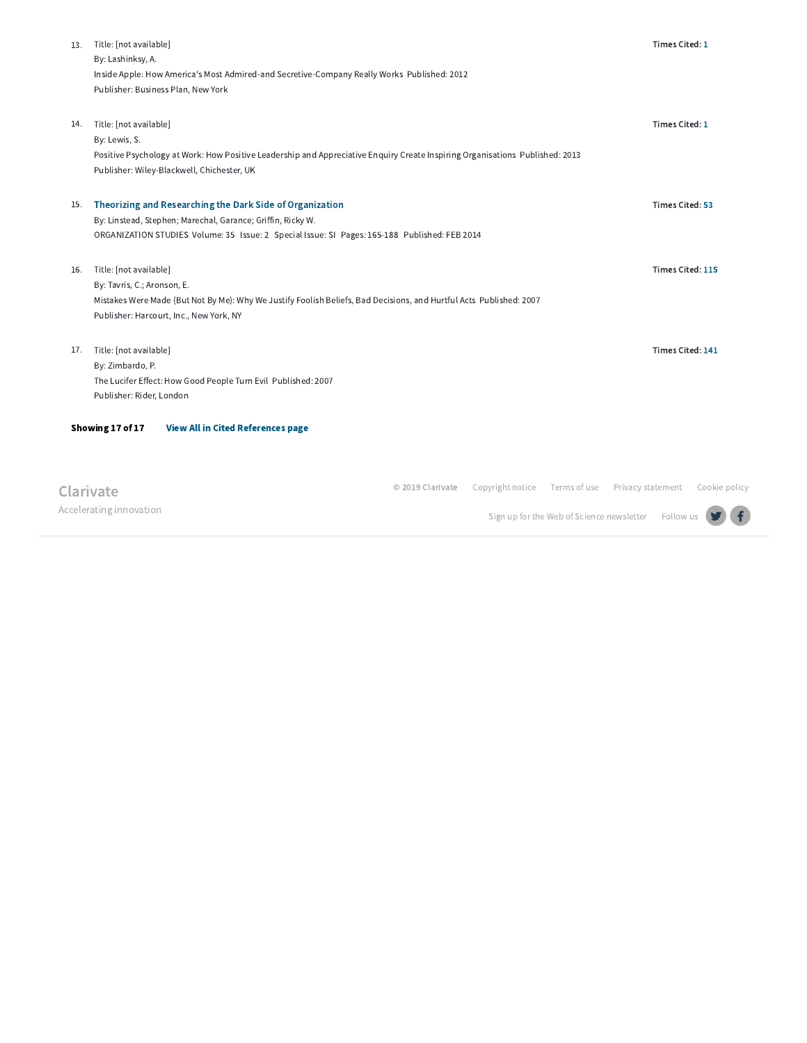13. Title: [not available]
    By: Lashinksy, A.
    Inside Apple: How America's Most Admired-and Secretive-Company Really Works  Published: 2012
    Publisher: Business Plan, New York

    **Times Cited:** 1

14. Title: [not available]
    By: Lewis, S.
    Positive Psychology at Work: How Positive Leadership and Appreciative Enquiry Create Inspiring Organisations  Published: 2013
    Publisher: Wiley-Blackwell, Chichester, UK

    **Times Cited:** 1

15. **Theorizing and Researching the Dark Side of Organization**
    By: Linstead, Stephen; Marechal, Garance; Griffin, Ricky W.
    ORGANIZATION STUDIES  Volume: 35  Issue: 2  Special Issue: SI  Pages: 165-188  Published: FEB 2014

    **Times Cited:** 53

16. Title: [not available]
    By: Tavris, C.; Aronson, E.
    Mistakes Were Made (But Not By Me): Why We Justify Foolish Beliefs, Bad Decisions, and Hurtful Acts  Published: 2007
    Publisher: Harcourt, Inc., New York, NY

    **Times Cited:** 115

17. Title: [not available]
    By: Zimbardo, P.
    The Lucifer Effect: How Good People Turn Evil  Published: 2007
    Publisher: Rider, London

    **Times Cited:** 141

**Showing 17 of 17**    **View All in Cited References page**

Clarivate
Accelerating innovation

© 2019 Clarivate    Copyright notice    Terms of use    Privacy statement    Cookie policy

Sign up for the Web of Science newsletter    Follow us